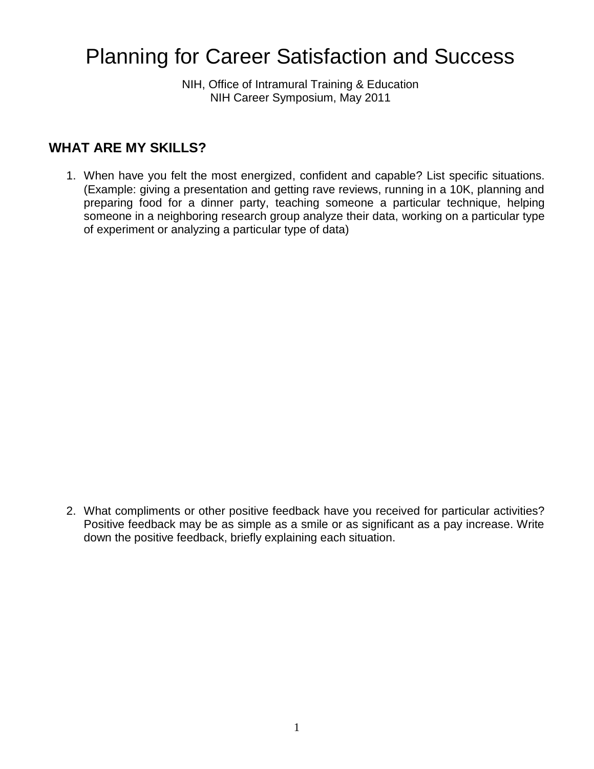# Planning for Career Satisfaction and Success

NIH, Office of Intramural Training & Education
NIH Career Symposium, May 2011

## WHAT ARE MY SKILLS?

1. When have you felt the most energized, confident and capable? List specific situations. (Example: giving a presentation and getting rave reviews, running in a 10K, planning and preparing food for a dinner party, teaching someone a particular technique, helping someone in a neighboring research group analyze their data, working on a particular type of experiment or analyzing a particular type of data)

2. What compliments or other positive feedback have you received for particular activities? Positive feedback may be as simple as a smile or as significant as a pay increase. Write down the positive feedback, briefly explaining each situation.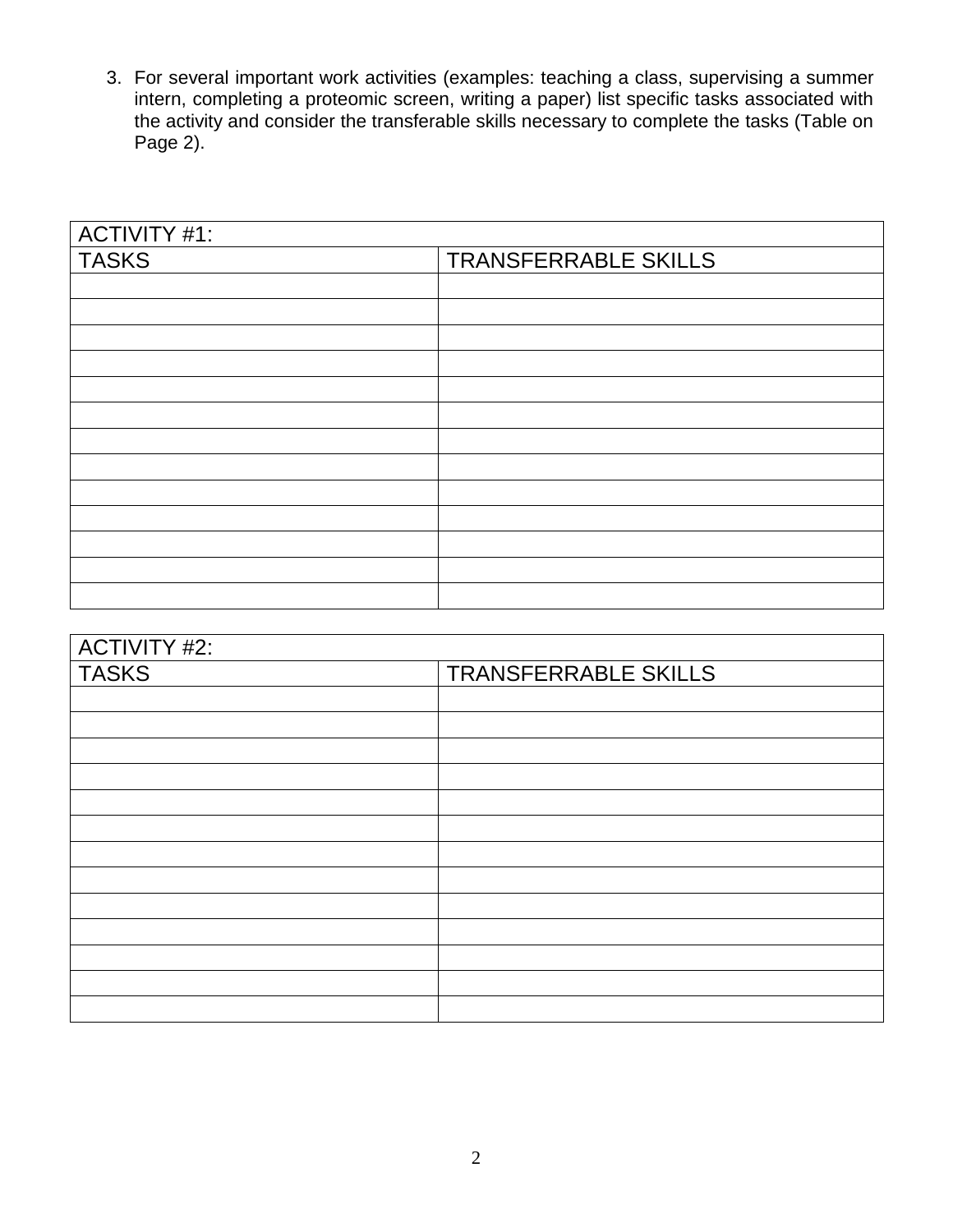3. For several important work activities (examples: teaching a class, supervising a summer intern, completing a proteomic screen, writing a paper) list specific tasks associated with the activity and consider the transferable skills necessary to complete the tasks (Table on Page 2).

| ACTIVITY #1: | |
|---|---|
| TASKS | TRANSFERRABLE SKILLS |
| | |
| | |
| | |
| | |
| | |
| | |
| | |
| | |
| | |
| | |
| | |
| | |
| | |

| ACTIVITY #2: | |
|---|---|
| TASKS | TRANSFERRABLE SKILLS |
| | |
| | |
| | |
| | |
| | |
| | |
| | |
| | |
| | |
| | |
| | |
| | |
| | |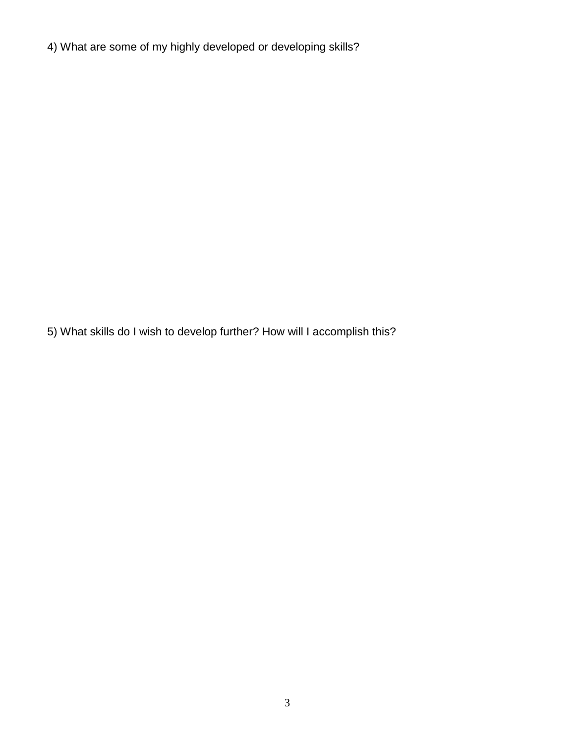4) What are some of my highly developed or developing skills?

5) What skills do I wish to develop further? How will I accomplish this?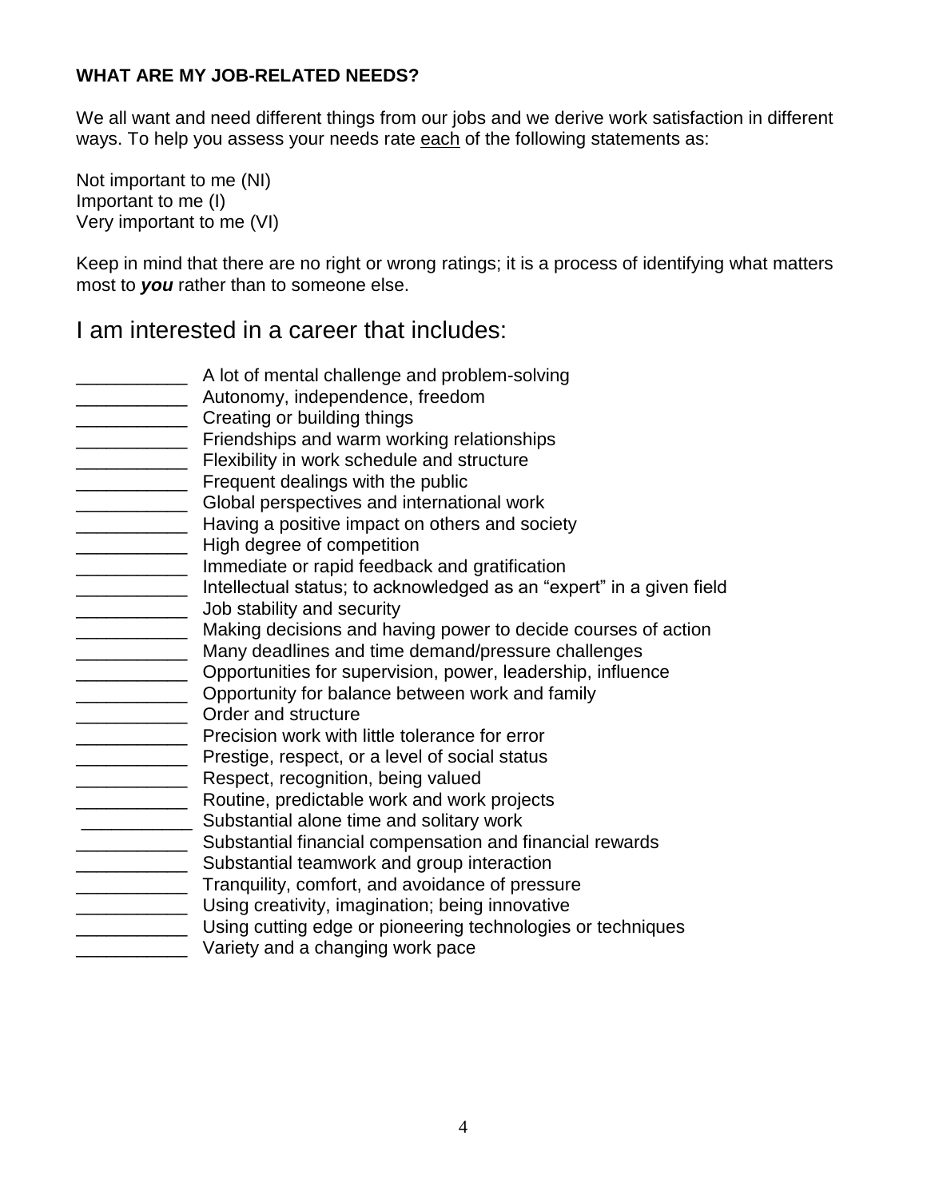**WHAT ARE MY JOB-RELATED NEEDS?**

We all want and need different things from our jobs and we derive work satisfaction in different ways. To help you assess your needs rate each of the following statements as:

Not important to me (NI)
Important to me (I)
Very important to me (VI)

Keep in mind that there are no right or wrong ratings; it is a process of identifying what matters most to ***you*** rather than to someone else.

# I am interested in a career that includes:

___________ A lot of mental challenge and problem-solving
___________ Autonomy, independence, freedom
___________ Creating or building things
___________ Friendships and warm working relationships
___________ Flexibility in work schedule and structure
___________ Frequent dealings with the public
___________ Global perspectives and international work
___________ Having a positive impact on others and society
___________ High degree of competition
___________ Immediate or rapid feedback and gratification
___________ Intellectual status; to acknowledged as an "expert" in a given field
___________ Job stability and security
___________ Making decisions and having power to decide courses of action
___________ Many deadlines and time demand/pressure challenges
___________ Opportunities for supervision, power, leadership, influence
___________ Opportunity for balance between work and family
___________ Order and structure
___________ Precision work with little tolerance for error
___________ Prestige, respect, or a level of social status
___________ Respect, recognition, being valued
___________ Routine, predictable work and work projects
___________ Substantial alone time and solitary work
___________ Substantial financial compensation and financial rewards
___________ Substantial teamwork and group interaction
___________ Tranquility, comfort, and avoidance of pressure
___________ Using creativity, imagination; being innovative
___________ Using cutting edge or pioneering technologies or techniques
___________ Variety and a changing work pace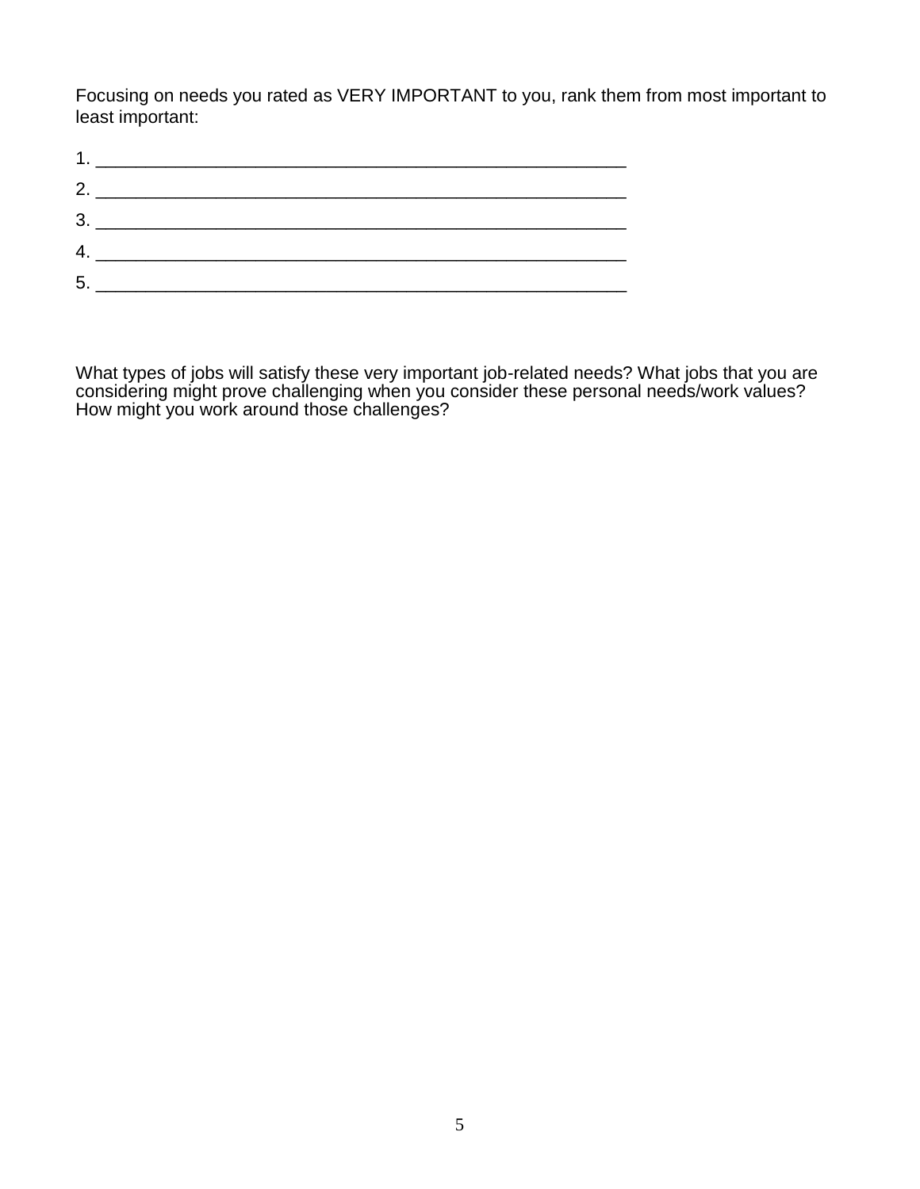Focusing on needs you rated as VERY IMPORTANT to you, rank them from most important to least important:

1. _______________________________________________________
2. _______________________________________________________
3. _______________________________________________________
4. _______________________________________________________
5. _______________________________________________________

What types of jobs will satisfy these very important job-related needs? What jobs that you are considering might prove challenging when you consider these personal needs/work values? How might you work around those challenges?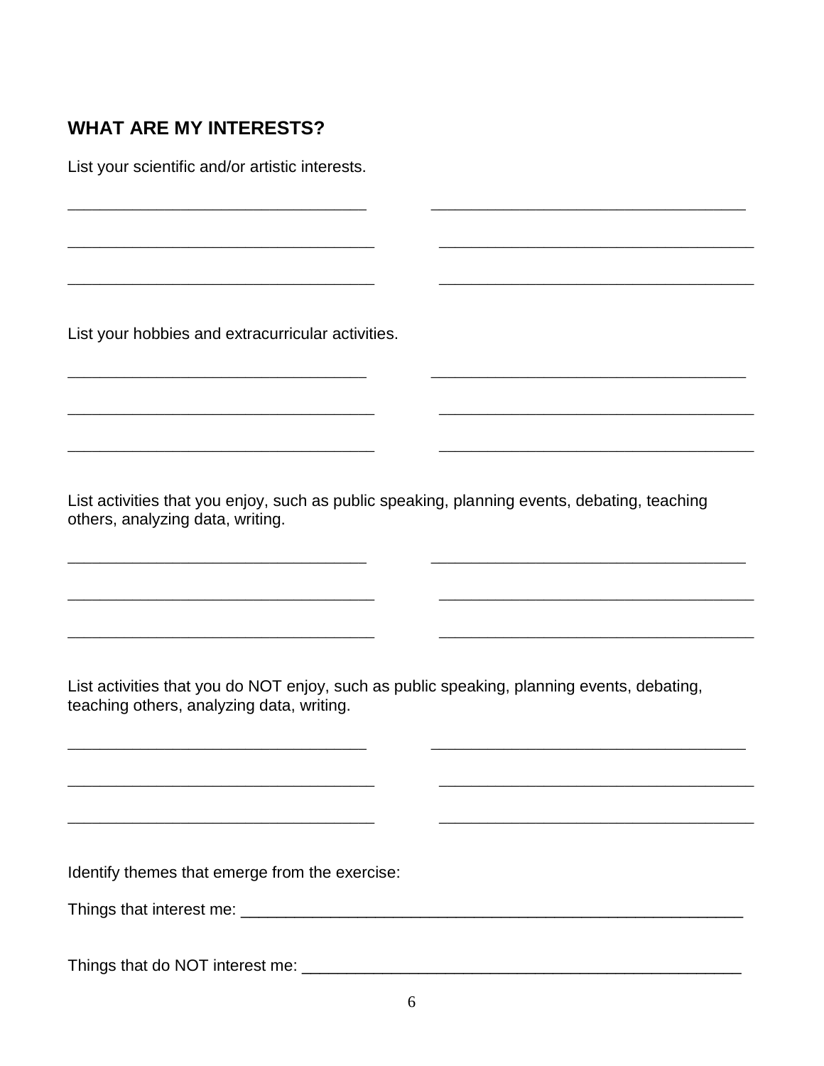## WHAT ARE MY INTERESTS?

List your scientific and/or artistic interests.

___________________________________ ___________________________________

___________________________________ ___________________________________

___________________________________ ___________________________________

List your hobbies and extracurricular activities.

___________________________________ ___________________________________

___________________________________ ___________________________________

___________________________________ ___________________________________

List activities that you enjoy, such as public speaking, planning events, debating, teaching others, analyzing data, writing.

___________________________________ ___________________________________

___________________________________ ___________________________________

___________________________________ ___________________________________

List activities that you do NOT enjoy, such as public speaking, planning events, debating, teaching others, analyzing data, writing.

___________________________________ ___________________________________

___________________________________ ___________________________________

___________________________________ ___________________________________

Identify themes that emerge from the exercise:

Things that interest me: ___________________________________________________________

Things that do NOT interest me: ____________________________________________________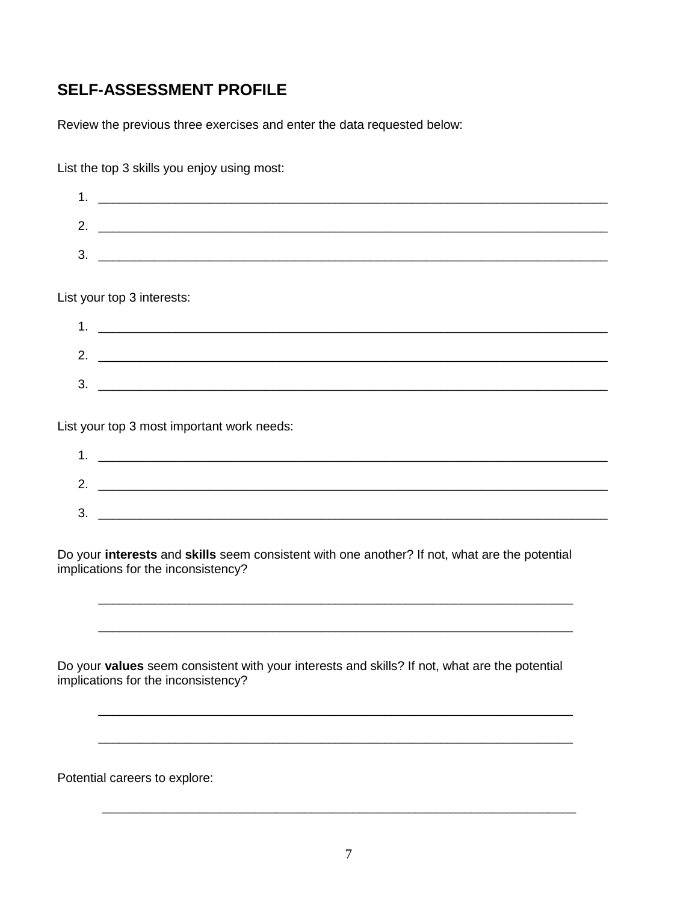## SELF-ASSESSMENT PROFILE

Review the previous three exercises and enter the data requested below:

List the top 3 skills you enjoy using most:

1. ___________________________________________________________________________
2. ___________________________________________________________________________
3. ___________________________________________________________________________

List your top 3 interests:

1. ___________________________________________________________________________
2. ___________________________________________________________________________
3. ___________________________________________________________________________

List your top 3 most important work needs:

1. ___________________________________________________________________________
2. ___________________________________________________________________________
3. ___________________________________________________________________________

Do your **interests** and **skills** seem consistent with one another? If not, what are the potential implications for the inconsistency?

_______________________________________________________________________

_______________________________________________________________________

Do your **values** seem consistent with your interests and skills? If not, what are the potential implications for the inconsistency?

_______________________________________________________________________

_______________________________________________________________________

Potential careers to explore:

_______________________________________________________________________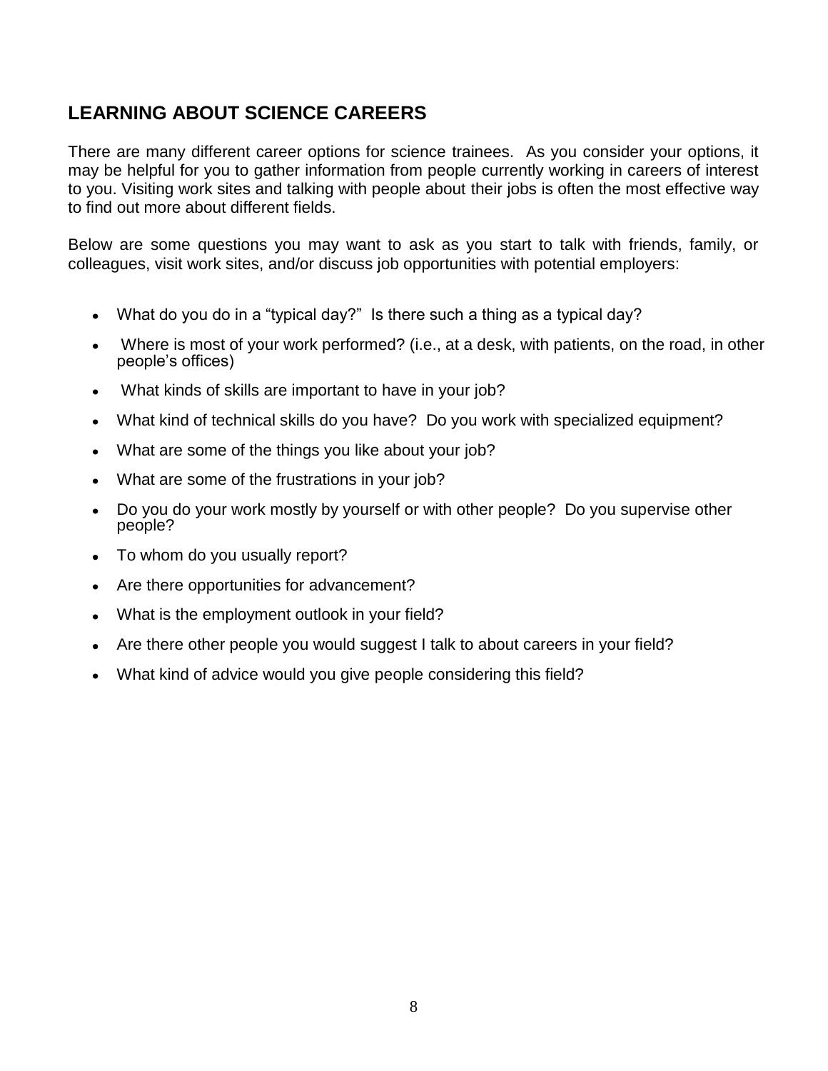## LEARNING ABOUT SCIENCE CAREERS

There are many different career options for science trainees. As you consider your options, it may be helpful for you to gather information from people currently working in careers of interest to you. Visiting work sites and talking with people about their jobs is often the most effective way to find out more about different fields.

Below are some questions you may want to ask as you start to talk with friends, family, or colleagues, visit work sites, and/or discuss job opportunities with potential employers:

- What do you do in a "typical day?" Is there such a thing as a typical day?
- Where is most of your work performed? (i.e., at a desk, with patients, on the road, in other people's offices)
- What kinds of skills are important to have in your job?
- What kind of technical skills do you have? Do you work with specialized equipment?
- What are some of the things you like about your job?
- What are some of the frustrations in your job?
- Do you do your work mostly by yourself or with other people? Do you supervise other people?
- To whom do you usually report?
- Are there opportunities for advancement?
- What is the employment outlook in your field?
- Are there other people you would suggest I talk to about careers in your field?
- What kind of advice would you give people considering this field?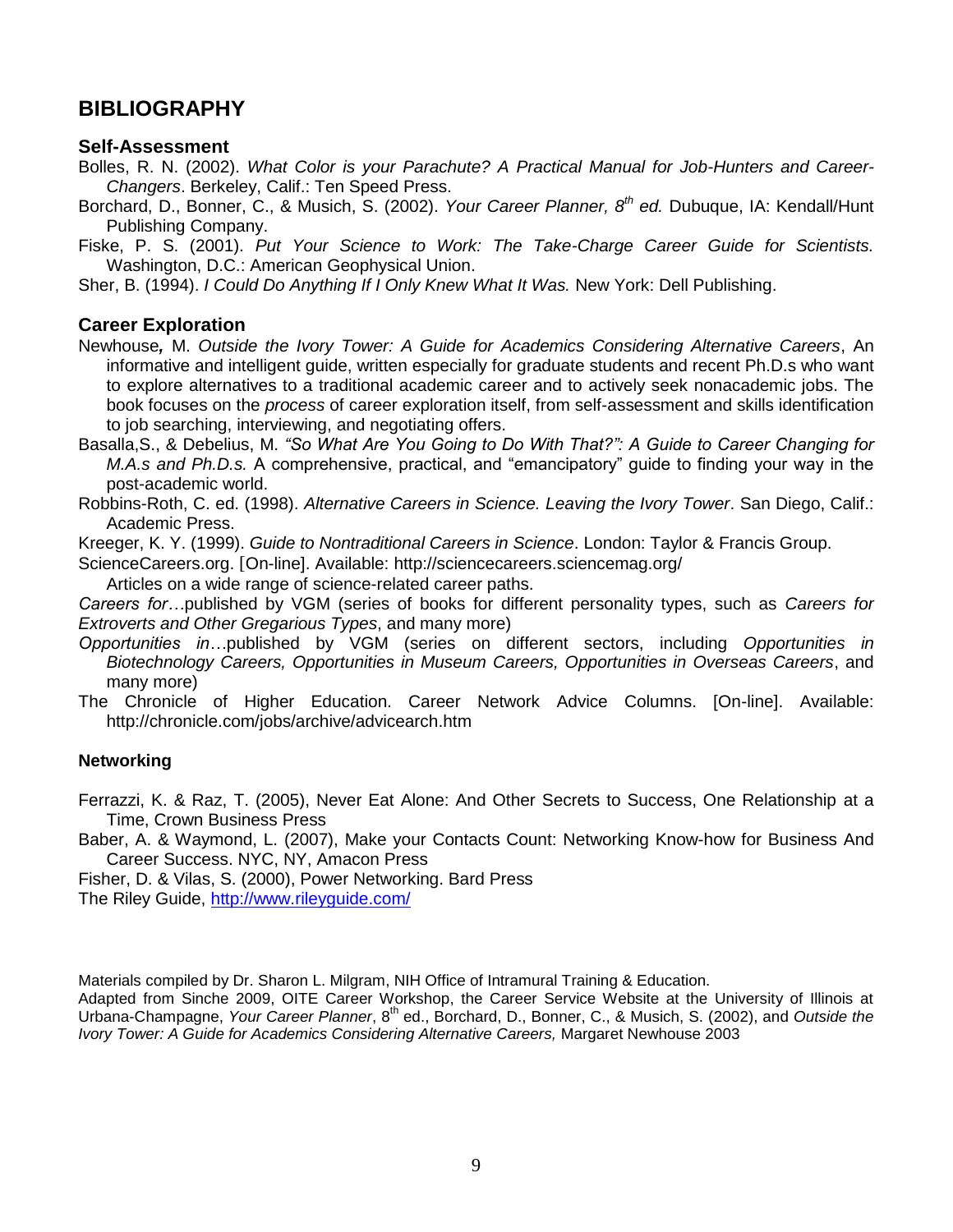# BIBLIOGRAPHY

## Self-Assessment

Bolles, R. N. (2002). *What Color is your Parachute? A Practical Manual for Job-Hunters and Career-Changers*. Berkeley, Calif.: Ten Speed Press.

Borchard, D., Bonner, C., & Musich, S. (2002). *Your Career Planner, 8th ed.* Dubuque, IA: Kendall/Hunt Publishing Company.

Fiske, P. S. (2001). *Put Your Science to Work: The Take-Charge Career Guide for Scientists.* Washington, D.C.: American Geophysical Union.

Sher, B. (1994). *I Could Do Anything If I Only Knew What It Was.* New York: Dell Publishing.

## Career Exploration

Newhouse***,*** M. *Outside the Ivory Tower: A Guide for Academics Considering Alternative Careers*, An informative and intelligent guide, written especially for graduate students and recent Ph.D.s who want to explore alternatives to a traditional academic career and to actively seek nonacademic jobs. The book focuses on the *process* of career exploration itself, from self-assessment and skills identification to job searching, interviewing, and negotiating offers.

Basalla,S., & Debelius, M. *"So What Are You Going to Do With That?": A Guide to Career Changing for M.A.s and Ph.D.s.* A comprehensive, practical, and "emancipatory" guide to finding your way in the post-academic world.

Robbins-Roth, C. ed. (1998). *Alternative Careers in Science. Leaving the Ivory Tower*. San Diego, Calif.: Academic Press.

Kreeger, K. Y. (1999). *Guide to Nontraditional Careers in Science*. London: Taylor & Francis Group.

ScienceCareers.org. [On-line]. Available: http://sciencecareers.sciencemag.org/
Articles on a wide range of science-related career paths.

*Careers for…*published by VGM (series of books for different personality types, such as *Careers for Extroverts and Other Gregarious Types*, and many more)

*Opportunities in…*published by VGM (series on different sectors, including *Opportunities in Biotechnology Careers, Opportunities in Museum Careers, Opportunities in Overseas Careers*, and many more)

The Chronicle of Higher Education. Career Network Advice Columns. [On-line]. Available: http://chronicle.com/jobs/archive/advicearch.htm

### Networking

Ferrazzi, K. & Raz, T. (2005), Never Eat Alone: And Other Secrets to Success, One Relationship at a Time, Crown Business Press

Baber, A. & Waymond, L. (2007), Make your Contacts Count: Networking Know-how for Business And Career Success. NYC, NY, Amacon Press

Fisher, D. & Vilas, S. (2000), Power Networking. Bard Press

The Riley Guide, http://www.rileyguide.com/

Materials compiled by Dr. Sharon L. Milgram, NIH Office of Intramural Training & Education.
Adapted from Sinche 2009, OITE Career Workshop, the Career Service Website at the University of Illinois at Urbana-Champagne, *Your Career Planner*, 8th ed., Borchard, D., Bonner, C., & Musich, S. (2002), and *Outside the Ivory Tower: A Guide for Academics Considering Alternative Careers,* Margaret Newhouse 2003